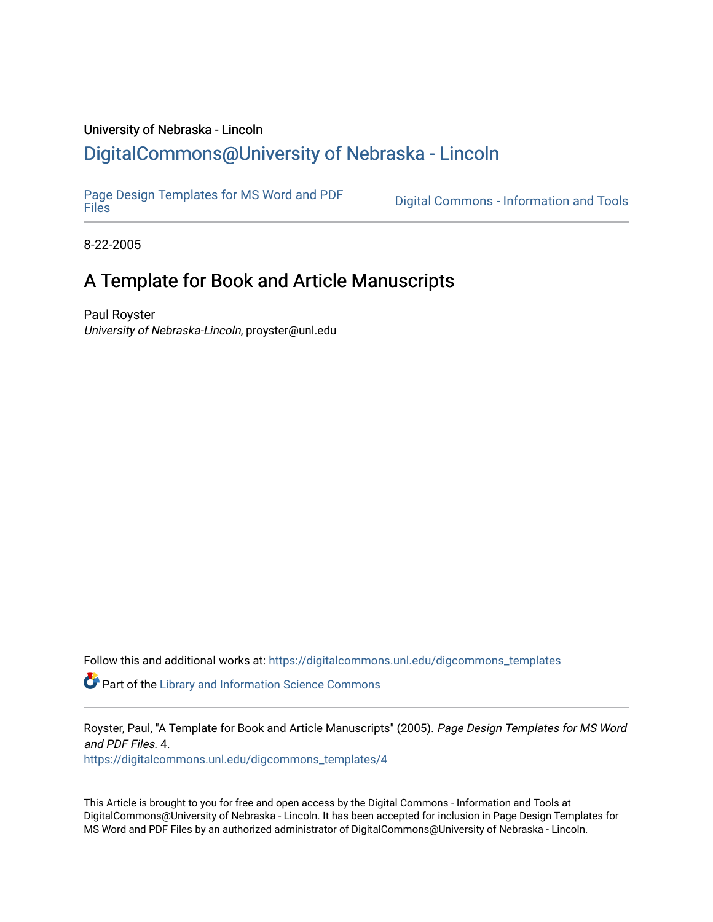University of Nebraska - Lincoln

# DigitalCommons@University of Nebraska - Lincoln

Page Design Templates for MS Word and PDF Files

Digital Commons - Information and Tools

8-22-2005

## A Template for Book and Article Manuscripts

Paul Royster
*University of Nebraska-Lincoln*, proyster@unl.edu

Follow this and additional works at: https://digitalcommons.unl.edu/digcommons_templates

Part of the Library and Information Science Commons

Royster, Paul, "A Template for Book and Article Manuscripts" (2005). *Page Design Templates for MS Word and PDF Files*. 4.
https://digitalcommons.unl.edu/digcommons_templates/4

This Article is brought to you for free and open access by the Digital Commons - Information and Tools at DigitalCommons@University of Nebraska - Lincoln. It has been accepted for inclusion in Page Design Templates for MS Word and PDF Files by an authorized administrator of DigitalCommons@University of Nebraska - Lincoln.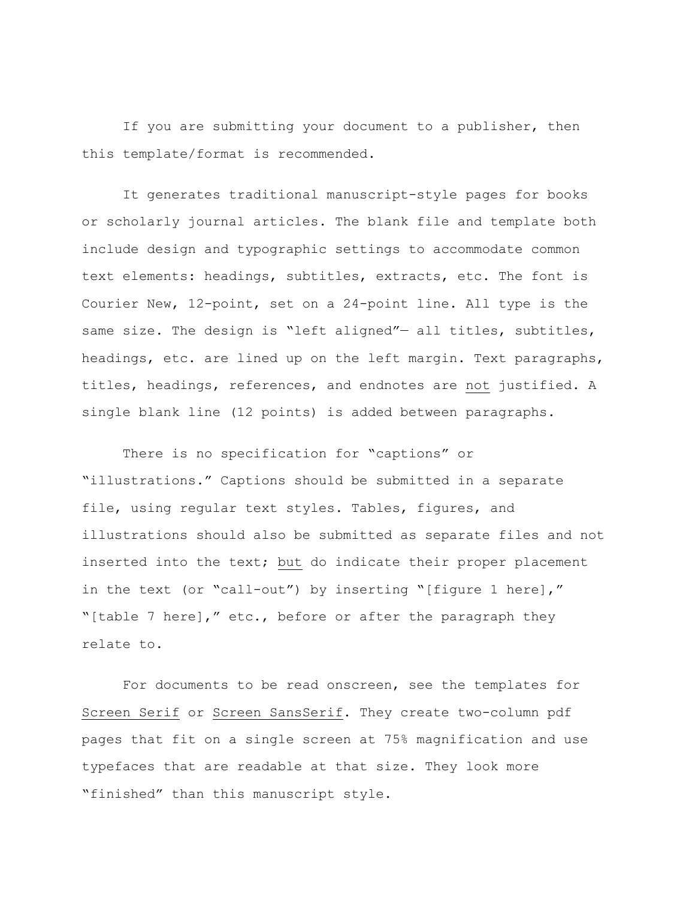If you are submitting your document to a publisher, then this template/format is recommended.

It generates traditional manuscript-style pages for books or scholarly journal articles. The blank file and template both include design and typographic settings to accommodate common text elements: headings, subtitles, extracts, etc. The font is Courier New, 12-point, set on a 24-point line. All type is the same size. The design is "left aligned"— all titles, subtitles, headings, etc. are lined up on the left margin. Text paragraphs, titles, headings, references, and endnotes are <u>not</u> justified. A single blank line (12 points) is added between paragraphs.

There is no specification for "captions" or "illustrations." Captions should be submitted in a separate file, using regular text styles. Tables, figures, and illustrations should also be submitted as separate files and not inserted into the text; <u>but</u> do indicate their proper placement in the text (or "call-out") by inserting "[figure 1 here]," "[table 7 here]," etc., before or after the paragraph they relate to.

For documents to be read onscreen, see the templates for <u>Screen Serif</u> or <u>Screen SansSerif</u>. They create two-column pdf pages that fit on a single screen at 75% magnification and use typefaces that are readable at that size. They look more "finished" than this manuscript style.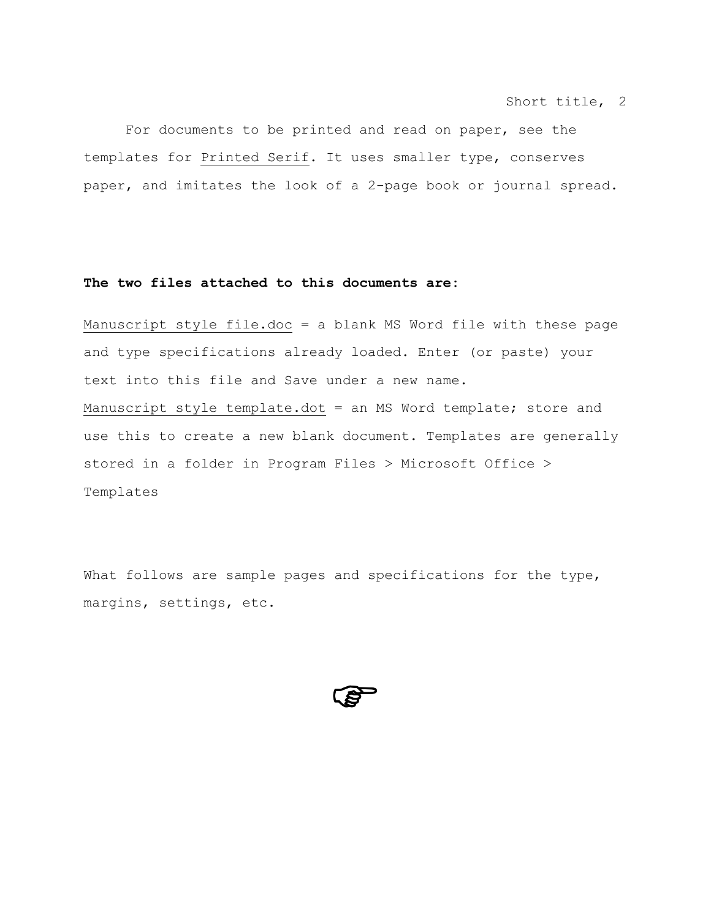For documents to be printed and read on paper, see the templates for Printed Serif. It uses smaller type, conserves paper, and imitates the look of a 2-page book or journal spread.

**The two files attached to this documents are:**

Manuscript style file.doc = a blank MS Word file with these page and type specifications already loaded. Enter (or paste) your text into this file and Save under a new name.
Manuscript style template.dot = an MS Word template; store and use this to create a new blank document. Templates are generally stored in a folder in Program Files > Microsoft Office > Templates

What follows are sample pages and specifications for the type, margins, settings, etc.

☞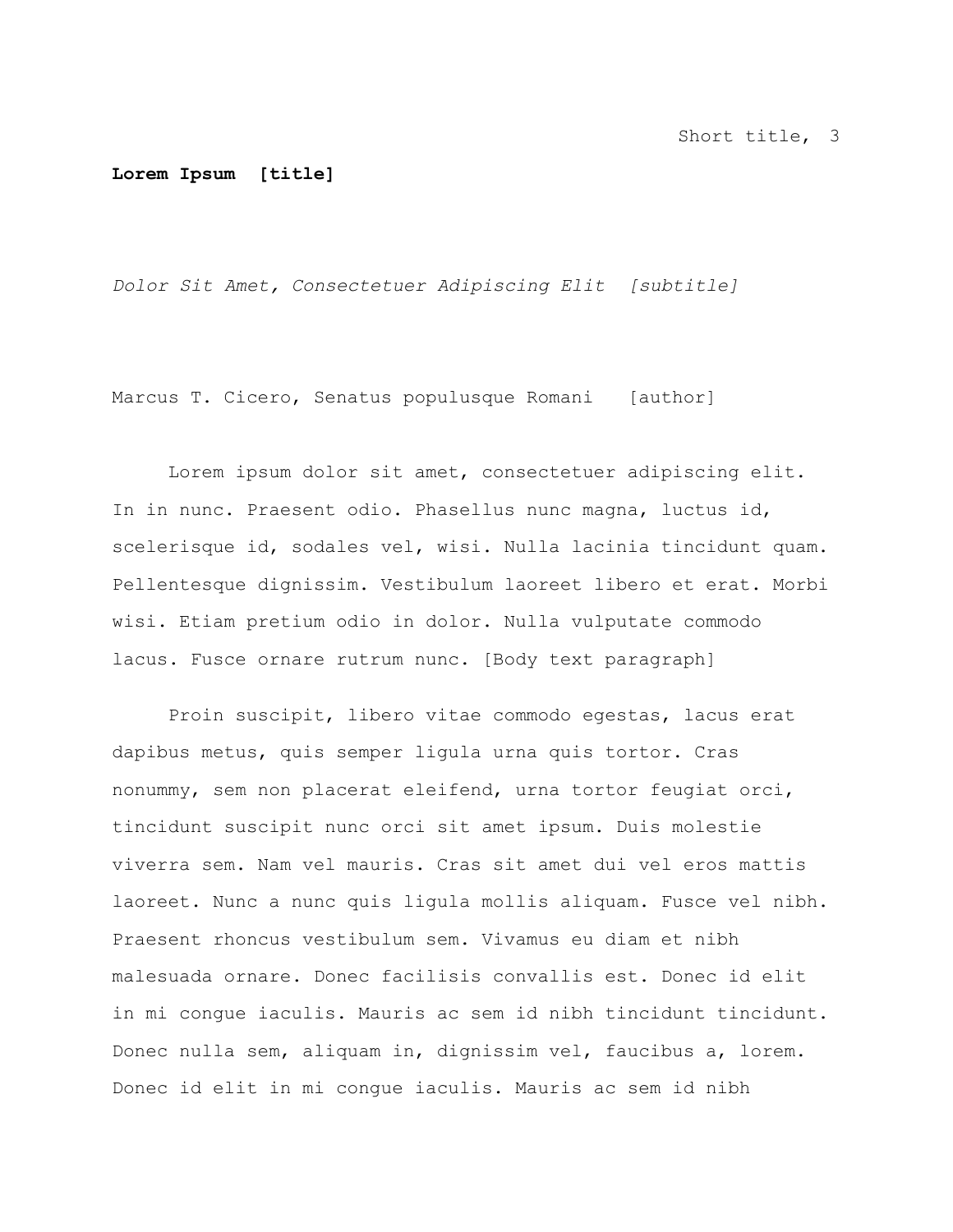**Lorem Ipsum [title]**

*Dolor Sit Amet, Consectetuer Adipiscing Elit [subtitle]*

Marcus T. Cicero, Senatus populusque Romani [author]

Lorem ipsum dolor sit amet, consectetuer adipiscing elit. In in nunc. Praesent odio. Phasellus nunc magna, luctus id, scelerisque id, sodales vel, wisi. Nulla lacinia tincidunt quam. Pellentesque dignissim. Vestibulum laoreet libero et erat. Morbi wisi. Etiam pretium odio in dolor. Nulla vulputate commodo lacus. Fusce ornare rutrum nunc. [Body text paragraph]

Proin suscipit, libero vitae commodo egestas, lacus erat dapibus metus, quis semper ligula urna quis tortor. Cras nonummy, sem non placerat eleifend, urna tortor feugiat orci, tincidunt suscipit nunc orci sit amet ipsum. Duis molestie viverra sem. Nam vel mauris. Cras sit amet dui vel eros mattis laoreet. Nunc a nunc quis ligula mollis aliquam. Fusce vel nibh. Praesent rhoncus vestibulum sem. Vivamus eu diam et nibh malesuada ornare. Donec facilisis convallis est. Donec id elit in mi congue iaculis. Mauris ac sem id nibh tincidunt tincidunt. Donec nulla sem, aliquam in, dignissim vel, faucibus a, lorem. Donec id elit in mi congue iaculis. Mauris ac sem id nibh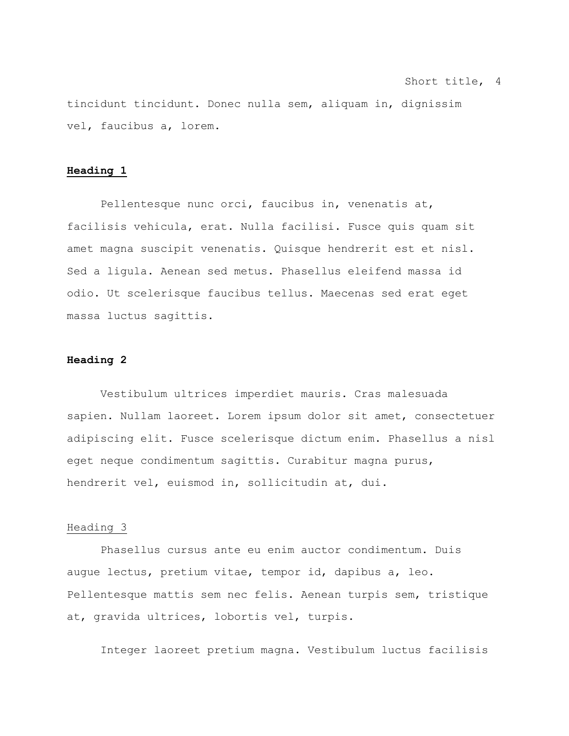tincidunt tincidunt. Donec nulla sem, aliquam in, dignissim vel, faucibus a, lorem.

# Heading 1

Pellentesque nunc orci, faucibus in, venenatis at, facilisis vehicula, erat. Nulla facilisi. Fusce quis quam sit amet magna suscipit venenatis. Quisque hendrerit est et nisl. Sed a ligula. Aenean sed metus. Phasellus eleifend massa id odio. Ut scelerisque faucibus tellus. Maecenas sed erat eget massa luctus sagittis.

## Heading 2

Vestibulum ultrices imperdiet mauris. Cras malesuada sapien. Nullam laoreet. Lorem ipsum dolor sit amet, consectetuer adipiscing elit. Fusce scelerisque dictum enim. Phasellus a nisl eget neque condimentum sagittis. Curabitur magna purus, hendrerit vel, euismod in, sollicitudin at, dui.

### Heading 3

Phasellus cursus ante eu enim auctor condimentum. Duis augue lectus, pretium vitae, tempor id, dapibus a, leo. Pellentesque mattis sem nec felis. Aenean turpis sem, tristique at, gravida ultrices, lobortis vel, turpis.

Integer laoreet pretium magna. Vestibulum luctus facilisis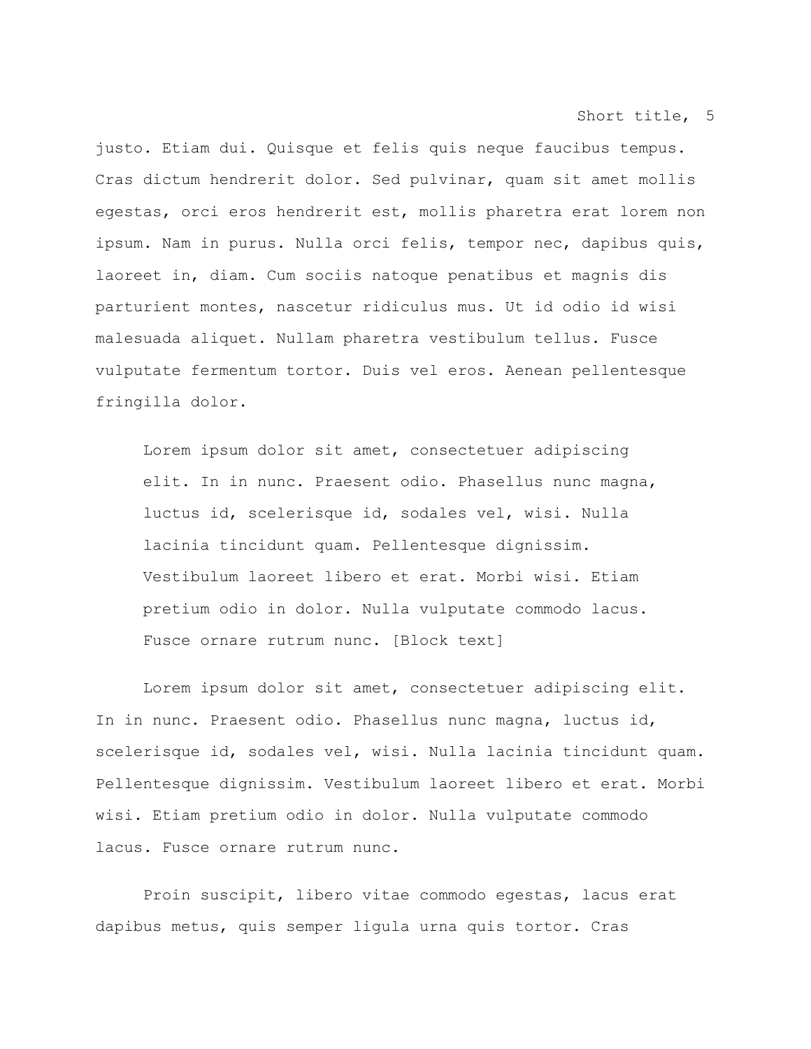justo. Etiam dui. Quisque et felis quis neque faucibus tempus. Cras dictum hendrerit dolor. Sed pulvinar, quam sit amet mollis egestas, orci eros hendrerit est, mollis pharetra erat lorem non ipsum. Nam in purus. Nulla orci felis, tempor nec, dapibus quis, laoreet in, diam. Cum sociis natoque penatibus et magnis dis parturient montes, nascetur ridiculus mus. Ut id odio id wisi malesuada aliquet. Nullam pharetra vestibulum tellus. Fusce vulputate fermentum tortor. Duis vel eros. Aenean pellentesque fringilla dolor.

> Lorem ipsum dolor sit amet, consectetuer adipiscing elit. In in nunc. Praesent odio. Phasellus nunc magna, luctus id, scelerisque id, sodales vel, wisi. Nulla lacinia tincidunt quam. Pellentesque dignissim. Vestibulum laoreet libero et erat. Morbi wisi. Etiam pretium odio in dolor. Nulla vulputate commodo lacus. Fusce ornare rutrum nunc. [Block text]

Lorem ipsum dolor sit amet, consectetuer adipiscing elit. In in nunc. Praesent odio. Phasellus nunc magna, luctus id, scelerisque id, sodales vel, wisi. Nulla lacinia tincidunt quam. Pellentesque dignissim. Vestibulum laoreet libero et erat. Morbi wisi. Etiam pretium odio in dolor. Nulla vulputate commodo lacus. Fusce ornare rutrum nunc.

Proin suscipit, libero vitae commodo egestas, lacus erat dapibus metus, quis semper ligula urna quis tortor. Cras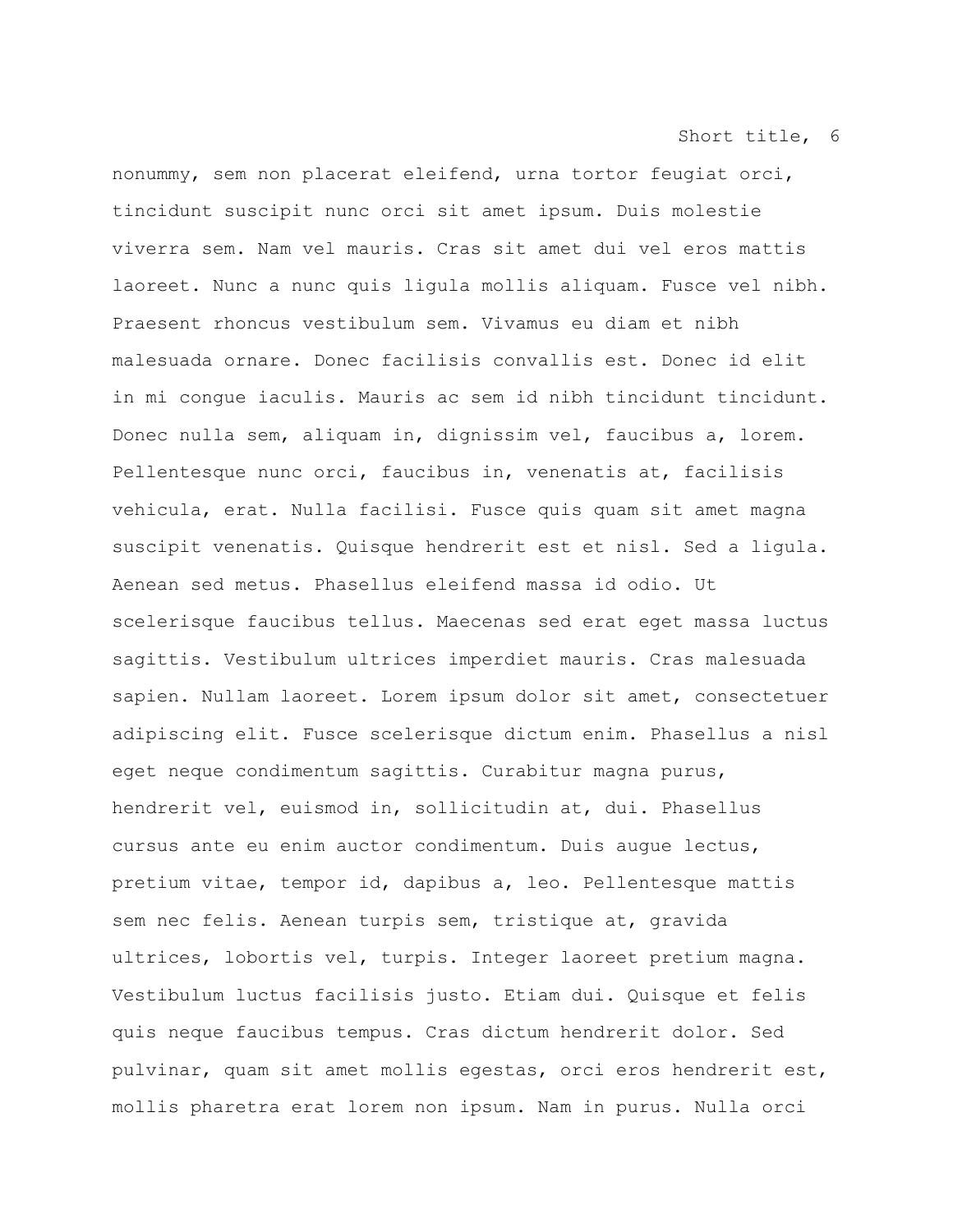nonummy, sem non placerat eleifend, urna tortor feugiat orci, tincidunt suscipit nunc orci sit amet ipsum. Duis molestie viverra sem. Nam vel mauris. Cras sit amet dui vel eros mattis laoreet. Nunc a nunc quis ligula mollis aliquam. Fusce vel nibh. Praesent rhoncus vestibulum sem. Vivamus eu diam et nibh malesuada ornare. Donec facilisis convallis est. Donec id elit in mi congue iaculis. Mauris ac sem id nibh tincidunt tincidunt. Donec nulla sem, aliquam in, dignissim vel, faucibus a, lorem. Pellentesque nunc orci, faucibus in, venenatis at, facilisis vehicula, erat. Nulla facilisi. Fusce quis quam sit amet magna suscipit venenatis. Quisque hendrerit est et nisl. Sed a ligula. Aenean sed metus. Phasellus eleifend massa id odio. Ut scelerisque faucibus tellus. Maecenas sed erat eget massa luctus sagittis. Vestibulum ultrices imperdiet mauris. Cras malesuada sapien. Nullam laoreet. Lorem ipsum dolor sit amet, consectetuer adipiscing elit. Fusce scelerisque dictum enim. Phasellus a nisl eget neque condimentum sagittis. Curabitur magna purus, hendrerit vel, euismod in, sollicitudin at, dui. Phasellus cursus ante eu enim auctor condimentum. Duis augue lectus, pretium vitae, tempor id, dapibus a, leo. Pellentesque mattis sem nec felis. Aenean turpis sem, tristique at, gravida ultrices, lobortis vel, turpis. Integer laoreet pretium magna. Vestibulum luctus facilisis justo. Etiam dui. Quisque et felis quis neque faucibus tempus. Cras dictum hendrerit dolor. Sed pulvinar, quam sit amet mollis egestas, orci eros hendrerit est, mollis pharetra erat lorem non ipsum. Nam in purus. Nulla orci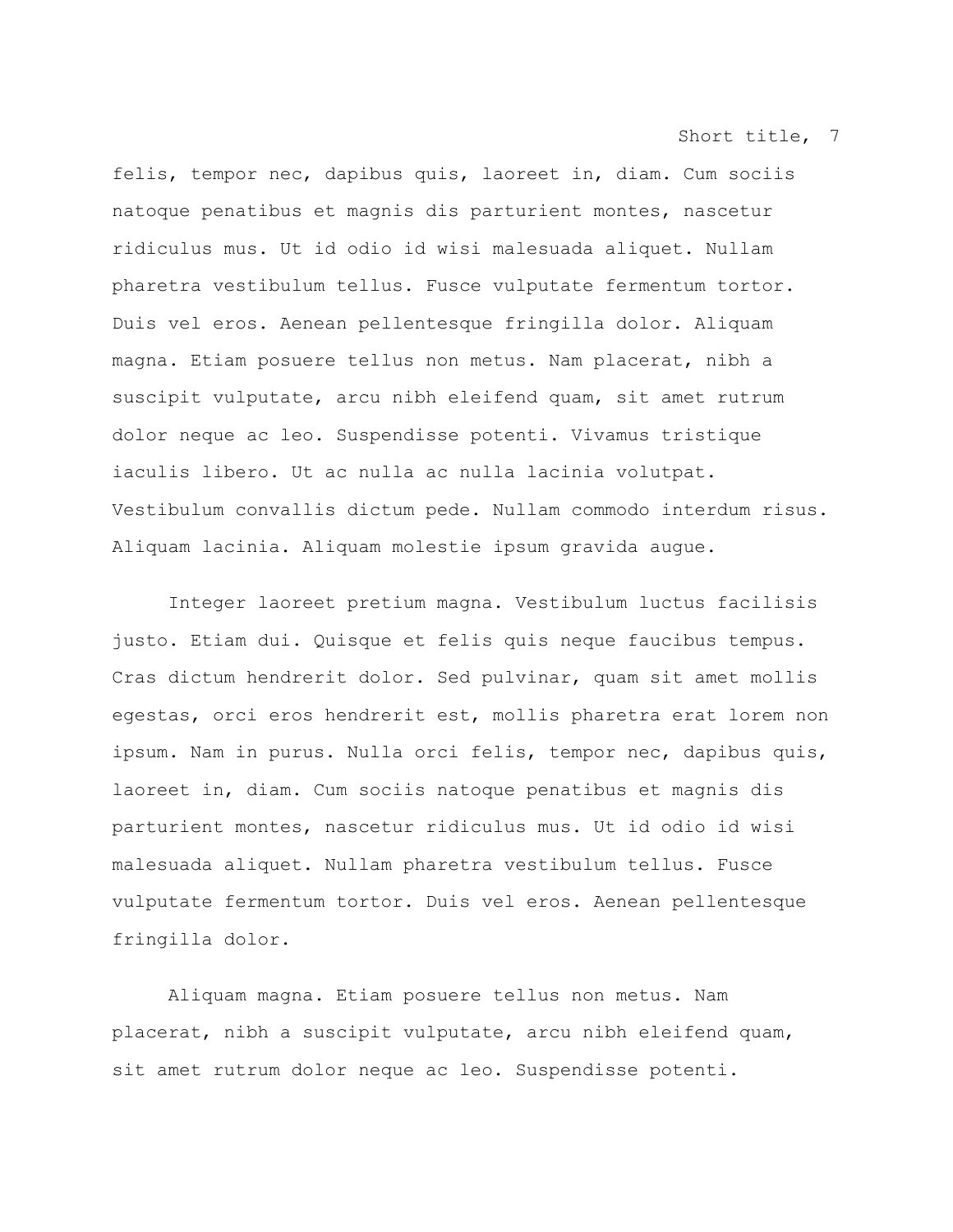felis, tempor nec, dapibus quis, laoreet in, diam. Cum sociis natoque penatibus et magnis dis parturient montes, nascetur ridiculus mus. Ut id odio id wisi malesuada aliquet. Nullam pharetra vestibulum tellus. Fusce vulputate fermentum tortor. Duis vel eros. Aenean pellentesque fringilla dolor. Aliquam magna. Etiam posuere tellus non metus. Nam placerat, nibh a suscipit vulputate, arcu nibh eleifend quam, sit amet rutrum dolor neque ac leo. Suspendisse potenti. Vivamus tristique iaculis libero. Ut ac nulla ac nulla lacinia volutpat. Vestibulum convallis dictum pede. Nullam commodo interdum risus. Aliquam lacinia. Aliquam molestie ipsum gravida augue.

Integer laoreet pretium magna. Vestibulum luctus facilisis justo. Etiam dui. Quisque et felis quis neque faucibus tempus. Cras dictum hendrerit dolor. Sed pulvinar, quam sit amet mollis egestas, orci eros hendrerit est, mollis pharetra erat lorem non ipsum. Nam in purus. Nulla orci felis, tempor nec, dapibus quis, laoreet in, diam. Cum sociis natoque penatibus et magnis dis parturient montes, nascetur ridiculus mus. Ut id odio id wisi malesuada aliquet. Nullam pharetra vestibulum tellus. Fusce vulputate fermentum tortor. Duis vel eros. Aenean pellentesque fringilla dolor.

Aliquam magna. Etiam posuere tellus non metus. Nam placerat, nibh a suscipit vulputate, arcu nibh eleifend quam, sit amet rutrum dolor neque ac leo. Suspendisse potenti.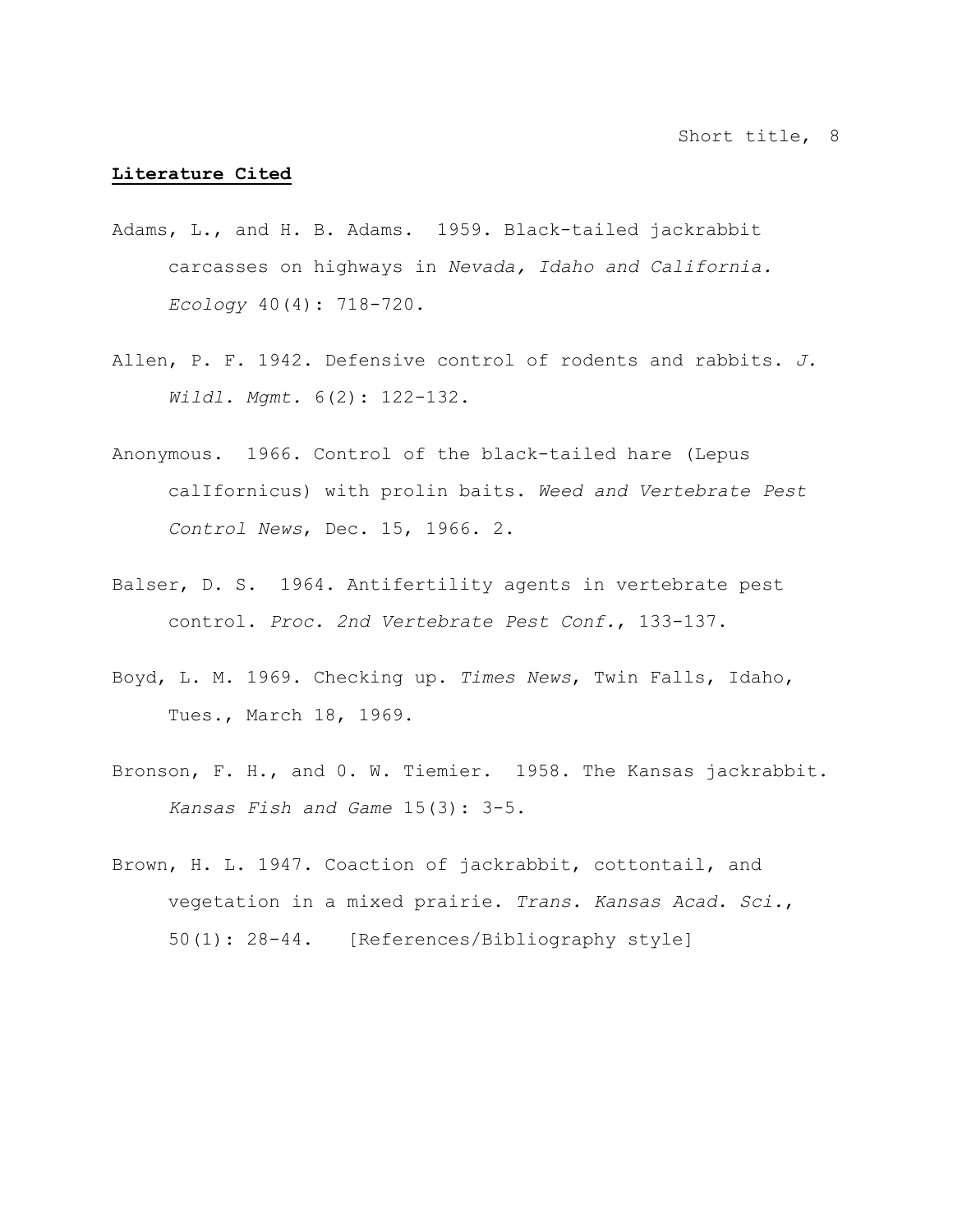## Literature Cited

Adams, L., and H. B. Adams. 1959. Black-tailed jackrabbit carcasses on highways in *Nevada, Idaho and California. Ecology* 40(4): 718-720.

Allen, P. F. 1942. Defensive control of rodents and rabbits. *J. Wildl. Mgmt.* 6(2): 122-132.

Anonymous. 1966. Control of the black-tailed hare (Lepus calIfornicus) with prolin baits. *Weed and Vertebrate Pest Control News*, Dec. 15, 1966. 2.

Balser, D. S. 1964. Antifertility agents in vertebrate pest control. *Proc. 2nd Vertebrate Pest Conf.*, 133-137.

Boyd, L. M. 1969. Checking up. *Times News*, Twin Falls, Idaho, Tues., March 18, 1969.

Bronson, F. H., and 0. W. Tiemier. 1958. The Kansas jackrabbit. *Kansas Fish and Game* 15(3): 3-5.

Brown, H. L. 1947. Coaction of jackrabbit, cottontail, and vegetation in a mixed prairie. *Trans. Kansas Acad. Sci.*, 50(1): 28-44. [References/Bibliography style]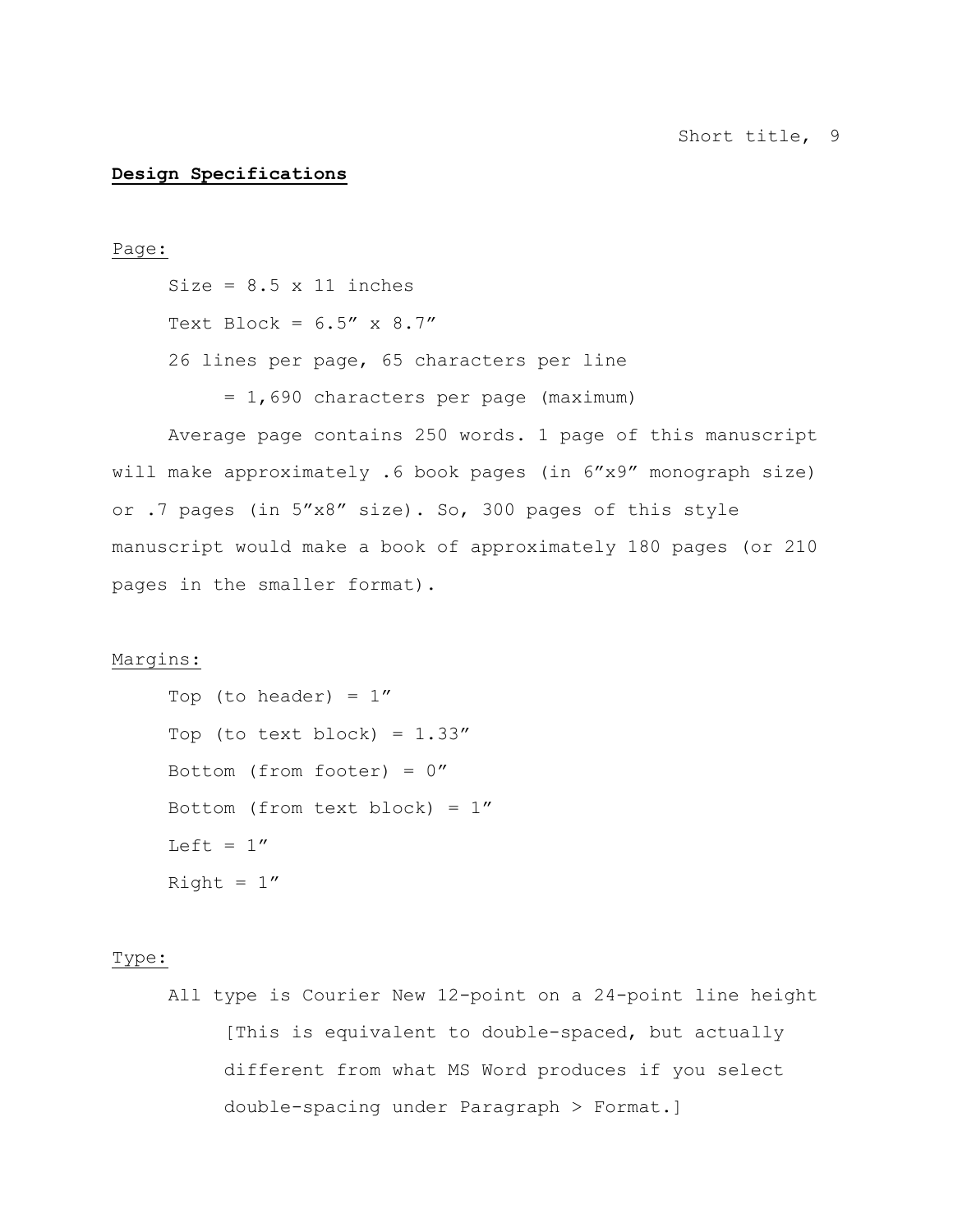## **Design Specifications**

<u>Page:</u>

Size = 8.5 x 11 inches

Text Block = 6.5″ x 8.7″

26 lines per page, 65 characters per line

= 1,690 characters per page (maximum)

Average page contains 250 words. 1 page of this manuscript will make approximately .6 book pages (in 6″x9″ monograph size) or .7 pages (in 5″x8″ size). So, 300 pages of this style manuscript would make a book of approximately 180 pages (or 210 pages in the smaller format).

<u>Margins:</u>

Top (to header) = 1″

Top (to text block) = 1.33″

Bottom (from footer) = 0″

Bottom (from text block) = 1″

Left = 1″

Right = 1″

<u>Type:</u>

All type is Courier New 12-point on a 24-point line height

[This is equivalent to double-spaced, but actually different from what MS Word produces if you select double-spacing under Paragraph > Format.]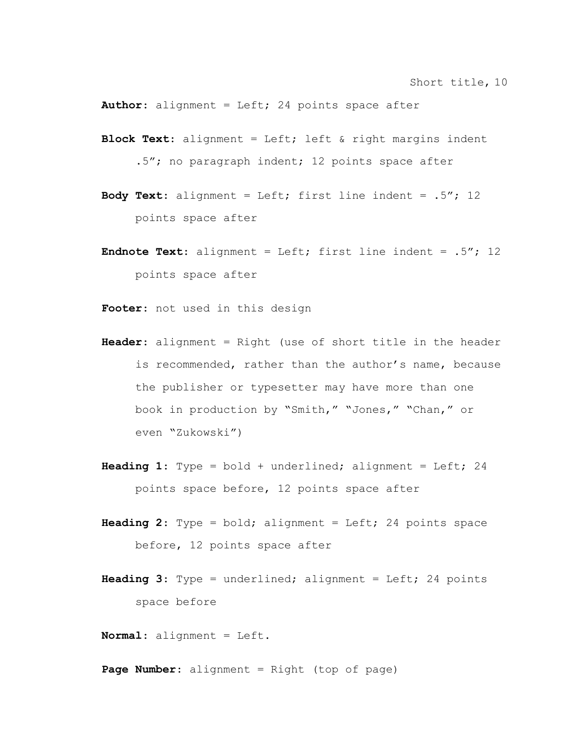**Author**: alignment = Left; 24 points space after

**Block Text**: alignment = Left; left & right margins indent .5”; no paragraph indent; 12 points space after

**Body Text**: alignment = Left; first line indent = .5”; 12 points space after

**Endnote Text**: alignment = Left; first line indent = .5”; 12 points space after

**Footer**: not used in this design

**Header**: alignment = Right (use of short title in the header is recommended, rather than the author’s name, because the publisher or typesetter may have more than one book in production by “Smith,” “Jones,” “Chan,” or even “Zukowski”)

**Heading 1**: Type = bold + underlined; alignment = Left; 24 points space before, 12 points space after

**Heading 2**: Type = bold; alignment = Left; 24 points space before, 12 points space after

**Heading 3**: Type = underlined; alignment = Left; 24 points space before

**Normal**: alignment = Left.

**Page Number**: alignment = Right (top of page)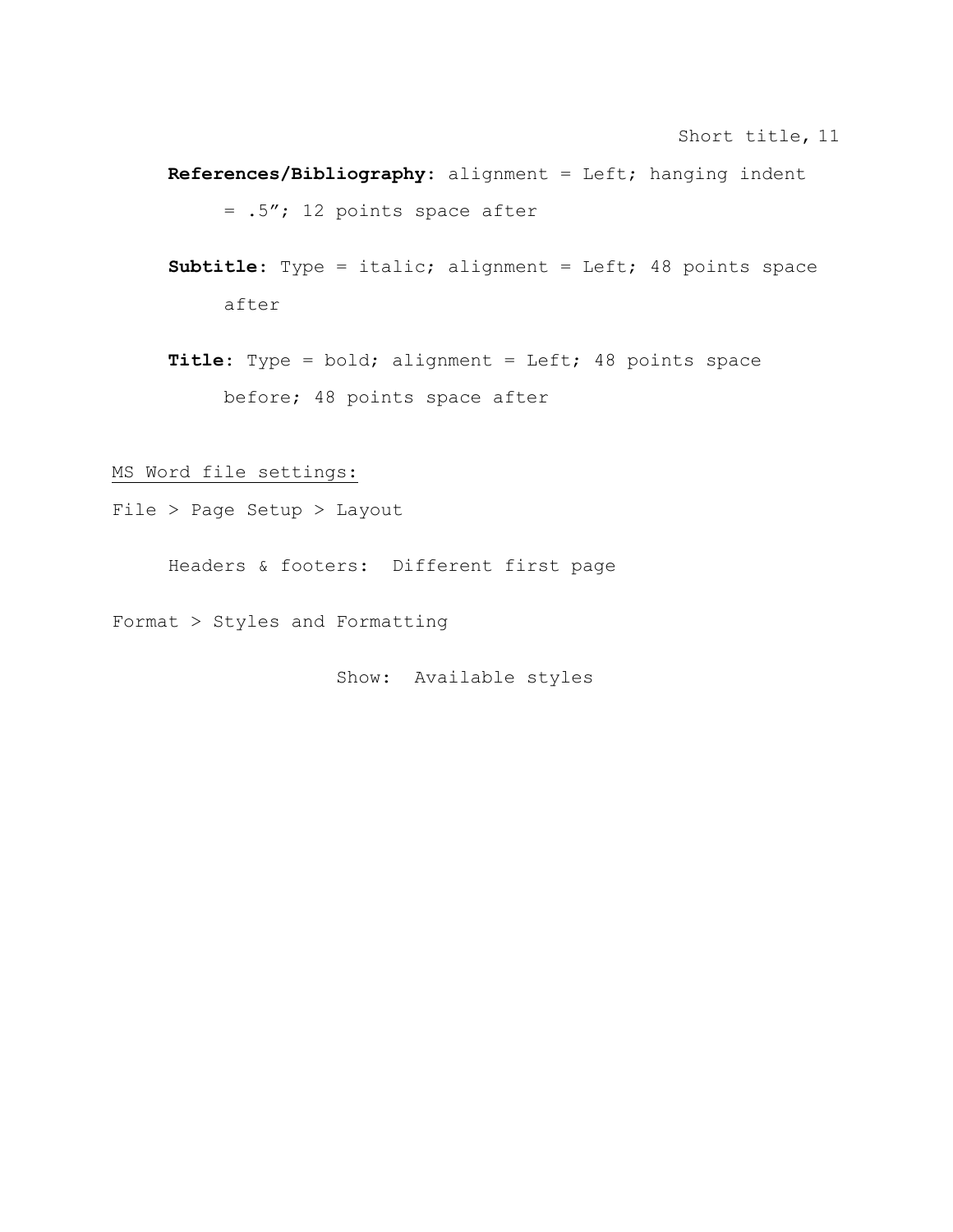**References/Bibliography**: alignment = Left; hanging indent = .5”; 12 points space after

**Subtitle**: Type = italic; alignment = Left; 48 points space after

**Title**: Type = bold; alignment = Left; 48 points space before; 48 points space after

<u>MS Word file settings:</u>

File > Page Setup > Layout

Headers & footers: Different first page

Format > Styles and Formatting

Show: Available styles